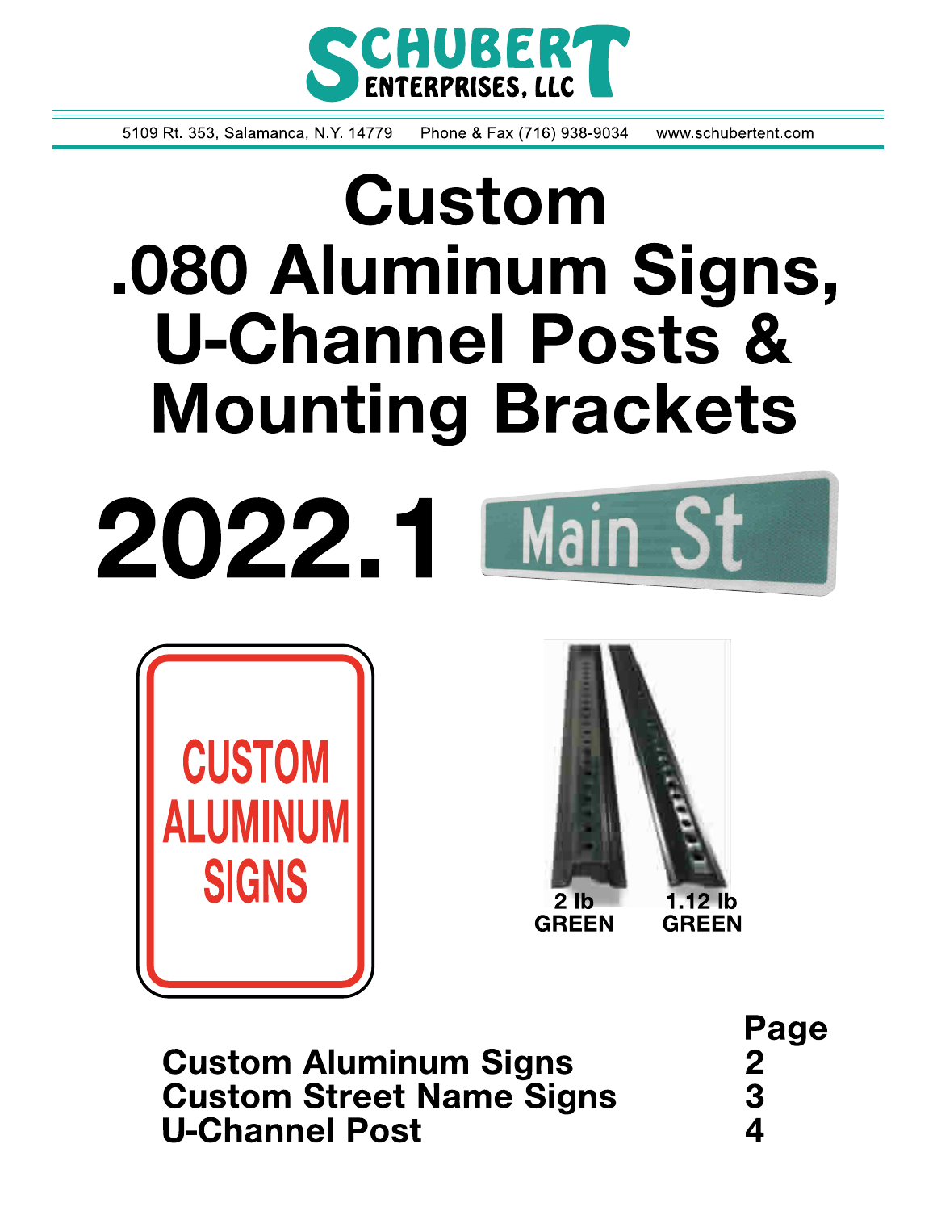SCHUBERT ENTERPRISES, LLC

5109 Rt. 353, Salamanca, N.Y. 14779 Phone & Fax (716) 938-9034 www.schubertent.com

# Custom .080 Aluminum Signs, U-Channel Posts & Mounting Brackets

# 2022.1

Main St

CUSTOM ALUMINUM SIGNS

2 lb GREEN

1.12 lb GREEN

| | Page |
|---|---|
| Custom Aluminum Signs | 2 |
| Custom Street Name Signs | 3 |
| U-Channel Post | 4 |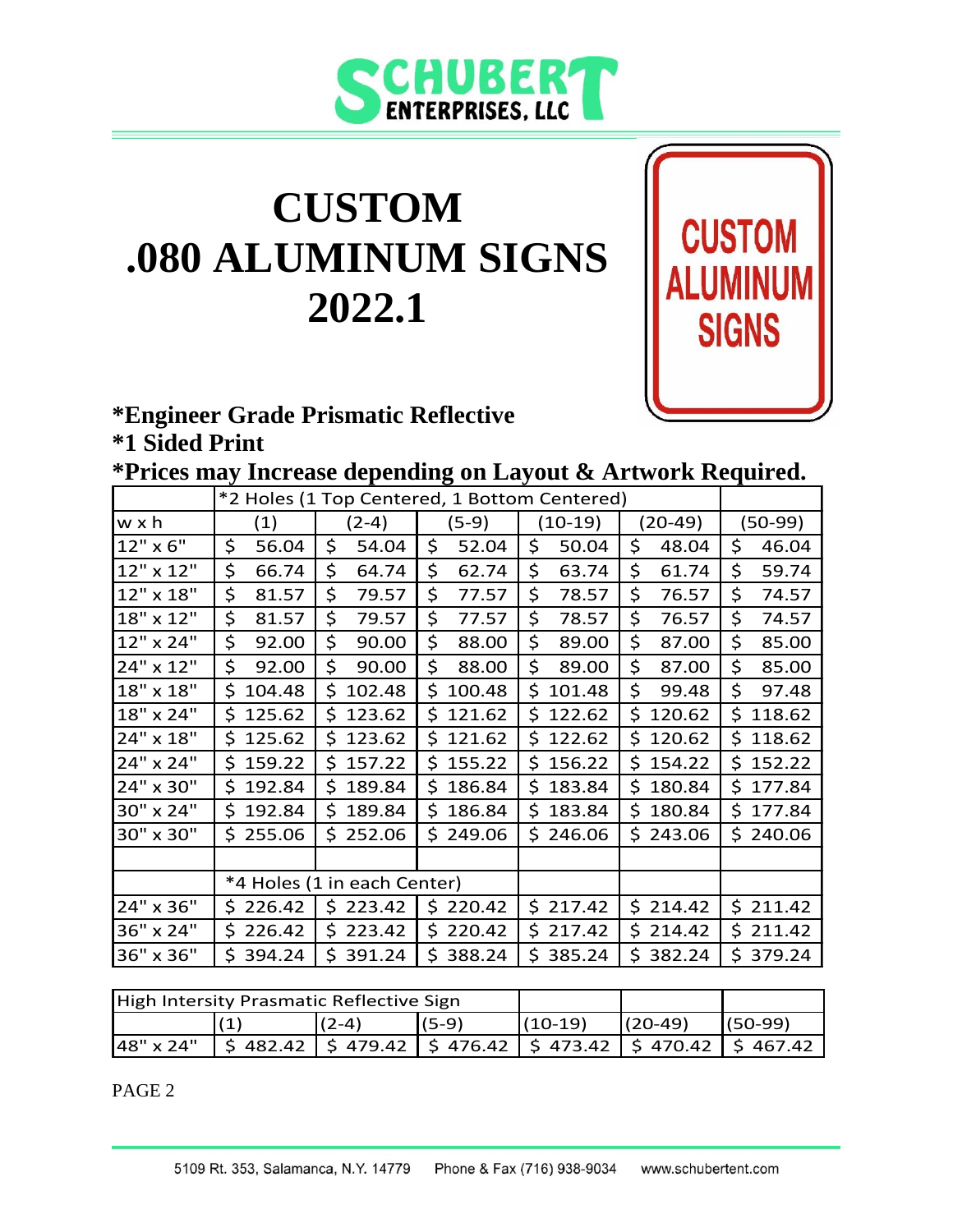SCHUBERT ENTERPRISES, LLC

# CUSTOM .080 ALUMINUM SIGNS 2022.1

CUSTOM ALUMINUM SIGNS

**\*Engineer Grade Prismatic Reflective**
**\*1 Sided Print**
**\*Prices may Increase depending on Layout & Artwork Required.**

| | *2 Holes (1 Top Centered, 1 Bottom Centered) | | | | | |
|---|---|---|---|---|---|---|
| w x h | (1) | (2-4) | (5-9) | (10-19) | (20-49) | (50-99) |
| 12" x 6" | $ 56.04 | $ 54.04 | $ 52.04 | $ 50.04 | $ 48.04 | $ 46.04 |
| 12" x 12" | $ 66.74 | $ 64.74 | $ 62.74 | $ 63.74 | $ 61.74 | $ 59.74 |
| 12" x 18" | $ 81.57 | $ 79.57 | $ 77.57 | $ 78.57 | $ 76.57 | $ 74.57 |
| 18" x 12" | $ 81.57 | $ 79.57 | $ 77.57 | $ 78.57 | $ 76.57 | $ 74.57 |
| 12" x 24" | $ 92.00 | $ 90.00 | $ 88.00 | $ 89.00 | $ 87.00 | $ 85.00 |
| 24" x 12" | $ 92.00 | $ 90.00 | $ 88.00 | $ 89.00 | $ 87.00 | $ 85.00 |
| 18" x 18" | $ 104.48 | $ 102.48 | $ 100.48 | $ 101.48 | $ 99.48 | $ 97.48 |
| 18" x 24" | $ 125.62 | $ 123.62 | $ 121.62 | $ 122.62 | $ 120.62 | $ 118.62 |
| 24" x 18" | $ 125.62 | $ 123.62 | $ 121.62 | $ 122.62 | $ 120.62 | $ 118.62 |
| 24" x 24" | $ 159.22 | $ 157.22 | $ 155.22 | $ 156.22 | $ 154.22 | $ 152.22 |
| 24" x 30" | $ 192.84 | $ 189.84 | $ 186.84 | $ 183.84 | $ 180.84 | $ 177.84 |
| 30" x 24" | $ 192.84 | $ 189.84 | $ 186.84 | $ 183.84 | $ 180.84 | $ 177.84 |
| 30" x 30" | $ 255.06 | $ 252.06 | $ 249.06 | $ 246.06 | $ 243.06 | $ 240.06 |
| | | | | | | |
| | *4 Holes (1 in each Center) | | | | | |
| 24" x 36" | $ 226.42 | $ 223.42 | $ 220.42 | $ 217.42 | $ 214.42 | $ 211.42 |
| 36" x 24" | $ 226.42 | $ 223.42 | $ 220.42 | $ 217.42 | $ 214.42 | $ 211.42 |
| 36" x 36" | $ 394.24 | $ 391.24 | $ 388.24 | $ 385.24 | $ 382.24 | $ 379.24 |

| High Intersity Prasmatic Reflective Sign | | | | | | |
|---|---|---|---|---|---|---|
| | (1) | (2-4) | (5-9) | (10-19) | (20-49) | (50-99) |
| 48" x 24" | $ 482.42 | $ 479.42 | $ 476.42 | $ 473.42 | $ 470.42 | $ 467.42 |

5109 Rt. 353, Salamanca, N.Y. 14779 Phone & Fax (716) 938-9034 www.schubertent.com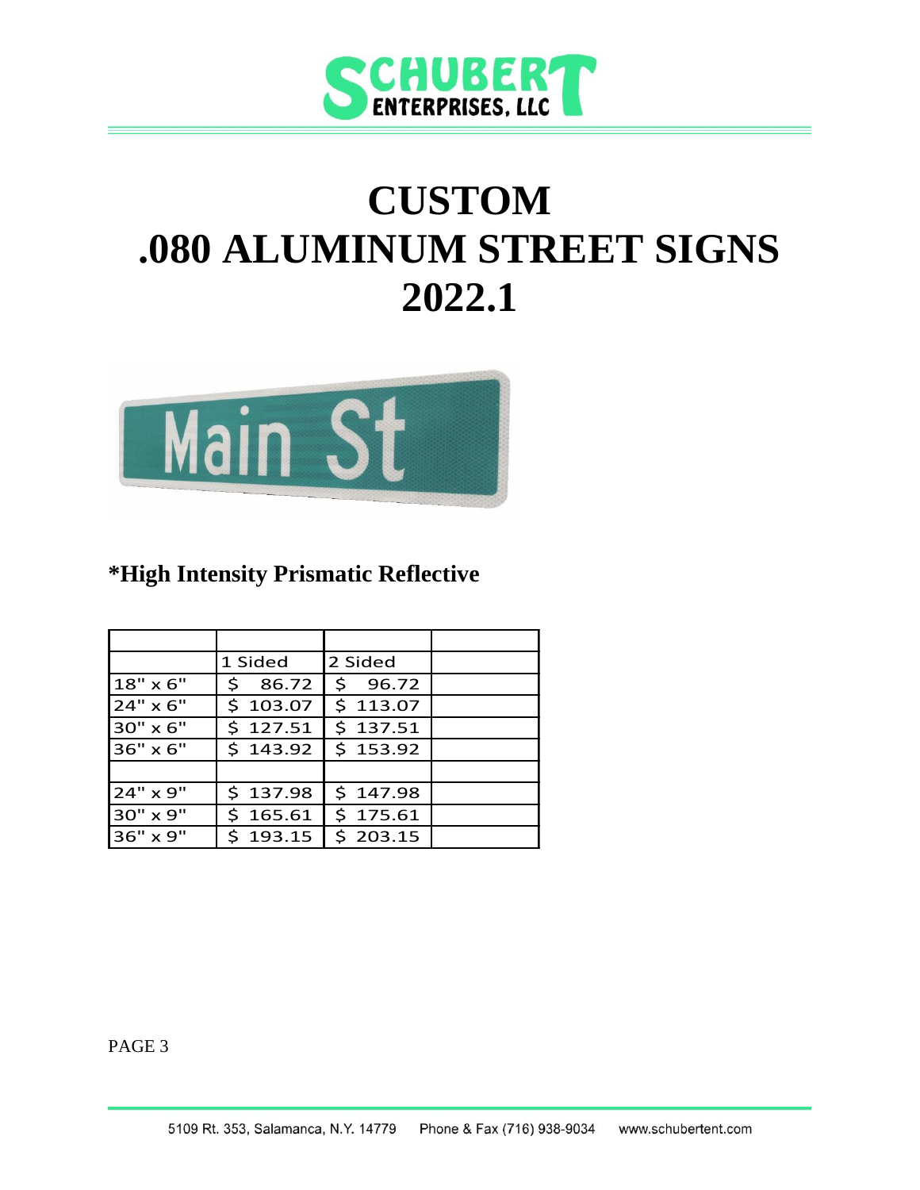# CUSTOM
# .080 ALUMINUM STREET SIGNS
# 2022.1

**\*High Intensity Prismatic Reflective**

| | 1 Sided | 2 Sided | |
|---|---|---|---|
| 18" x 6" | $ 86.72 | $ 96.72 | |
| 24" x 6" | $ 103.07 | $ 113.07 | |
| 30" x 6" | $ 127.51 | $ 137.51 | |
| 36" x 6" | $ 143.92 | $ 153.92 | |
| | | | |
| 24" x 9" | $ 137.98 | $ 147.98 | |
| 30" x 9" | $ 165.61 | $ 175.61 | |
| 36" x 9" | $ 193.15 | $ 203.15 | |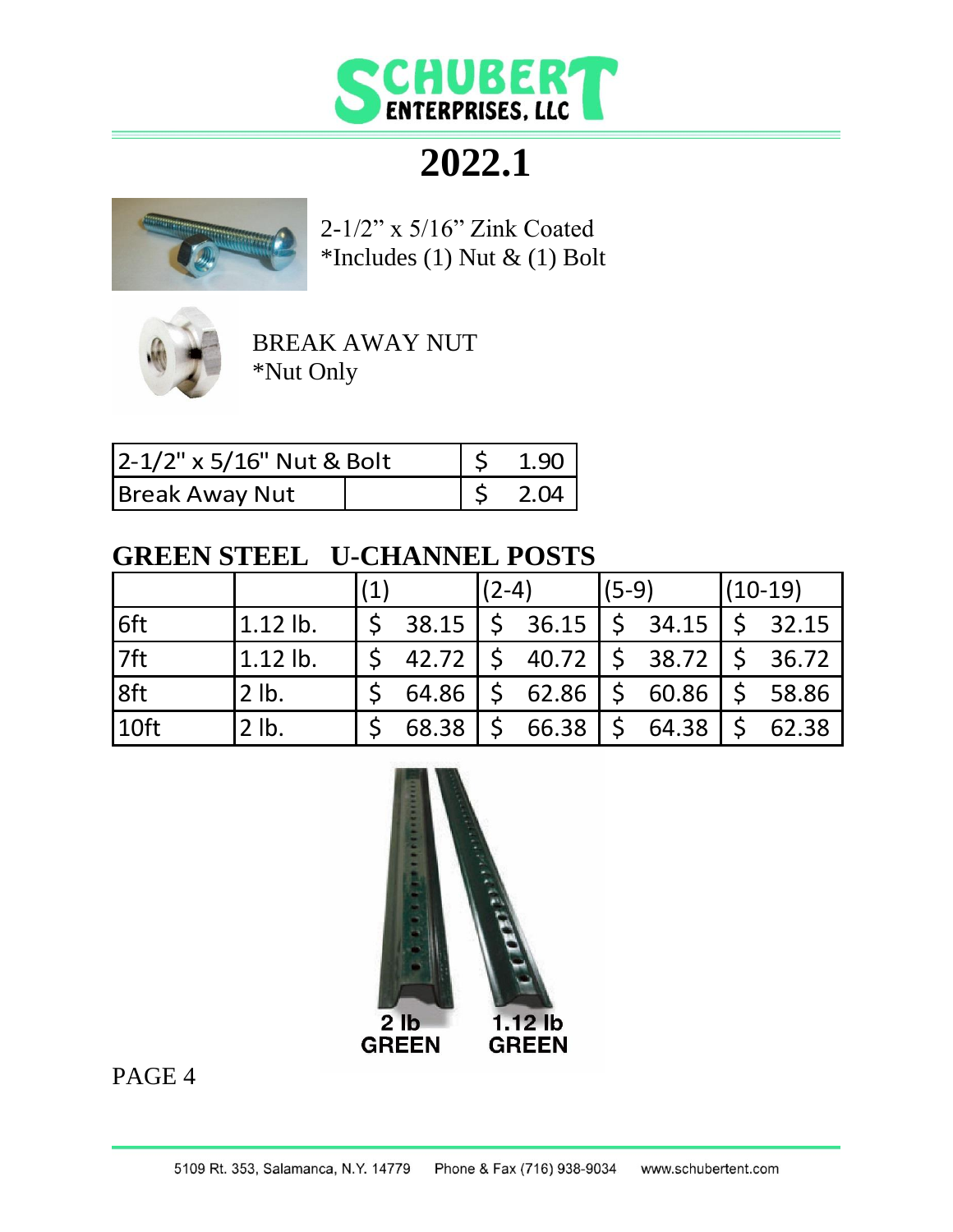# SCHUBERT ENTERPRISES, LLC

# 2022.1

2-1/2" x 5/16" Zink Coated
*Includes (1) Nut & (1) Bolt

BREAK AWAY NUT
*Nut Only

| | | |
|---|---|---|
| 2-1/2" x 5/16" Nut & Bolt | | $ 1.90 |
| Break Away Nut | | $ 2.04 |

## GREEN STEEL U-CHANNEL POSTS

| | | (1) | (2-4) | (5-9) | (10-19) |
|---|---|---|---|---|---|
| 6ft | 1.12 lb. | $ 38.15 | $ 36.15 | $ 34.15 | $ 32.15 |
| 7ft | 1.12 lb. | $ 42.72 | $ 40.72 | $ 38.72 | $ 36.72 |
| 8ft | 2 lb. | $ 64.86 | $ 62.86 | $ 60.86 | $ 58.86 |
| 10ft | 2 lb. | $ 68.38 | $ 66.38 | $ 64.38 | $ 62.38 |

2 lb GREEN

1.12 lb GREEN

PAGE 4

5109 Rt. 353, Salamanca, N.Y. 14779 Phone & Fax (716) 938-9034 www.schubertent.com